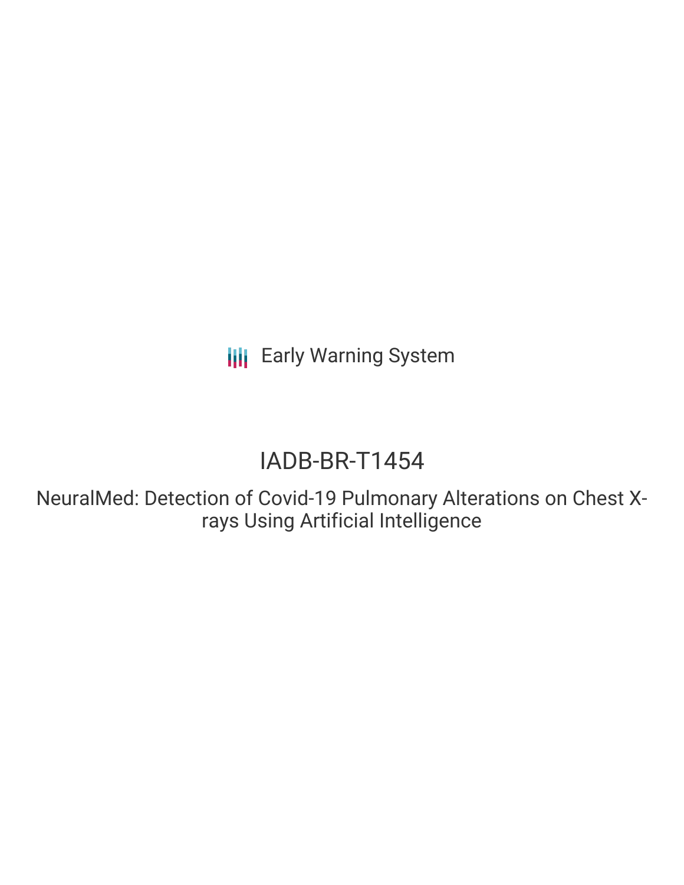Early Warning System

# IADB-BR-T1454

NeuralMed: Detection of Covid-19 Pulmonary Alterations on Chest X-rays Using Artificial Intelligence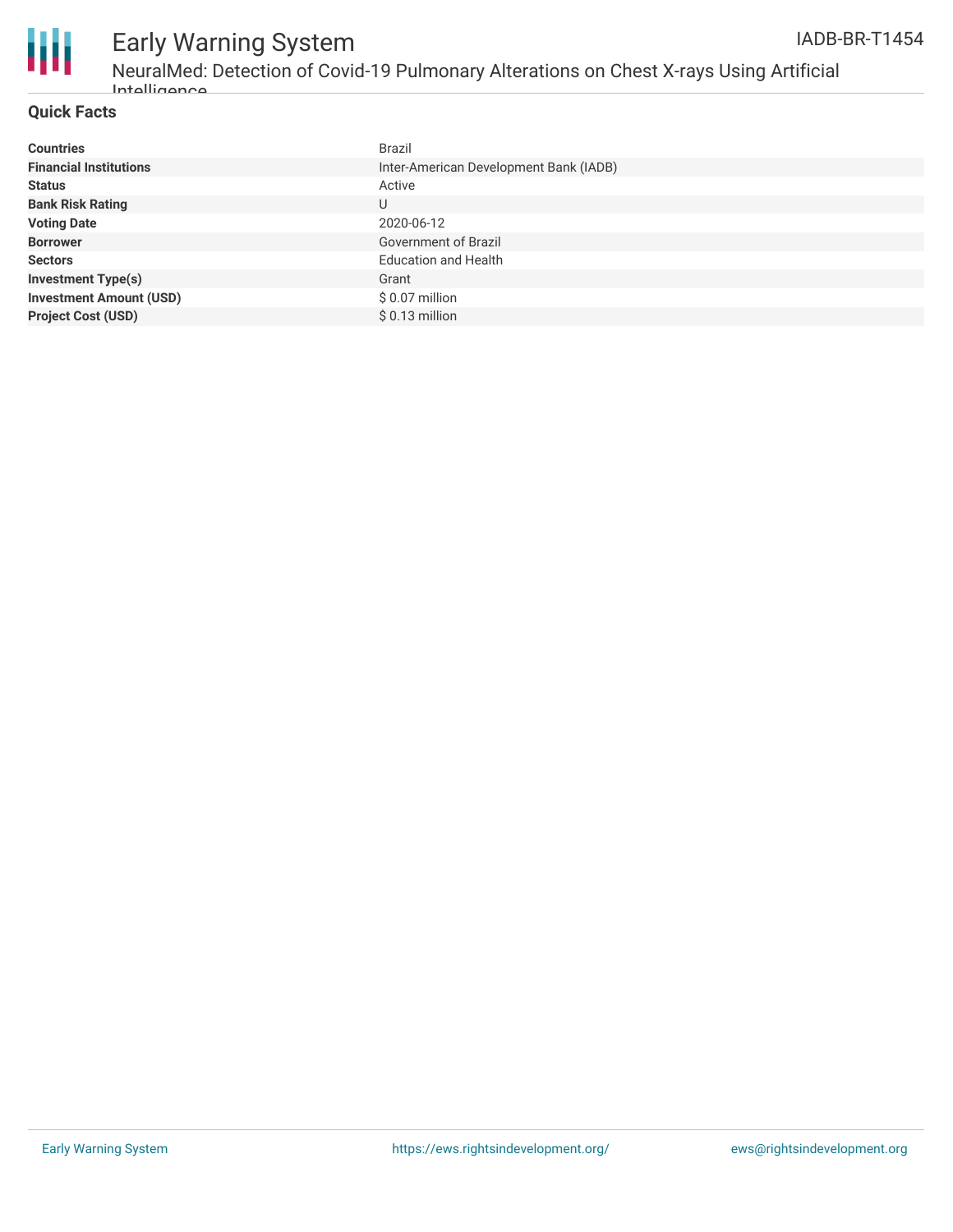# Early Warning System

IADB-BR-T1454

## NeuralMed: Detection of Covid-19 Pulmonary Alterations on Chest X-rays Using Artificial Intelligence

### Quick Facts

| | |
|---|---|
| **Countries** | Brazil |
| **Financial Institutions** | Inter-American Development Bank (IADB) |
| **Status** | Active |
| **Bank Risk Rating** | U |
| **Voting Date** | 2020-06-12 |
| **Borrower** | Government of Brazil |
| **Sectors** | Education and Health |
| **Investment Type(s)** | Grant |
| **Investment Amount (USD)** | $ 0.07 million |
| **Project Cost (USD)** | $ 0.13 million |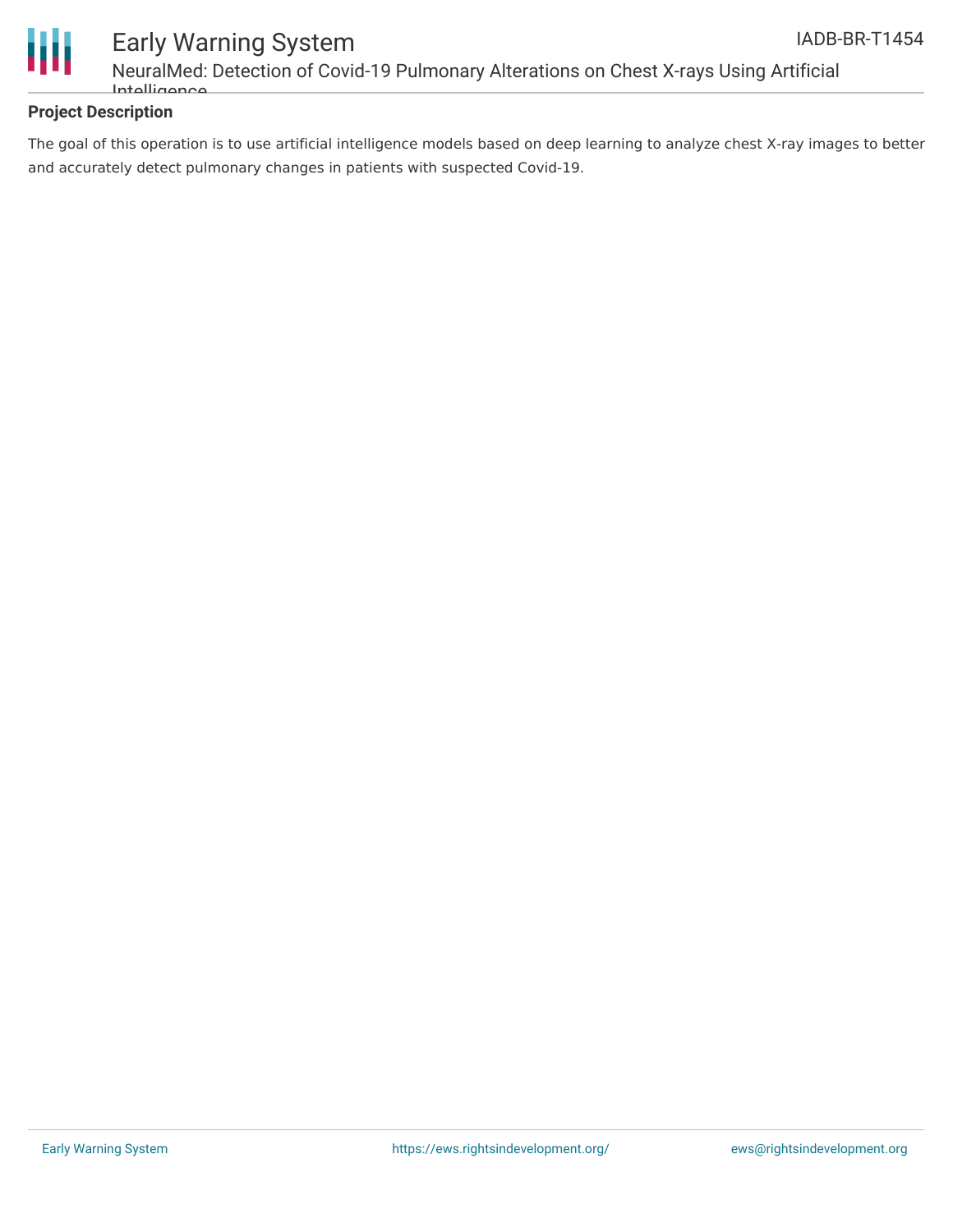## Project Description

The goal of this operation is to use artificial intelligence models based on deep learning to analyze chest X-ray images to better and accurately detect pulmonary changes in patients with suspected Covid-19.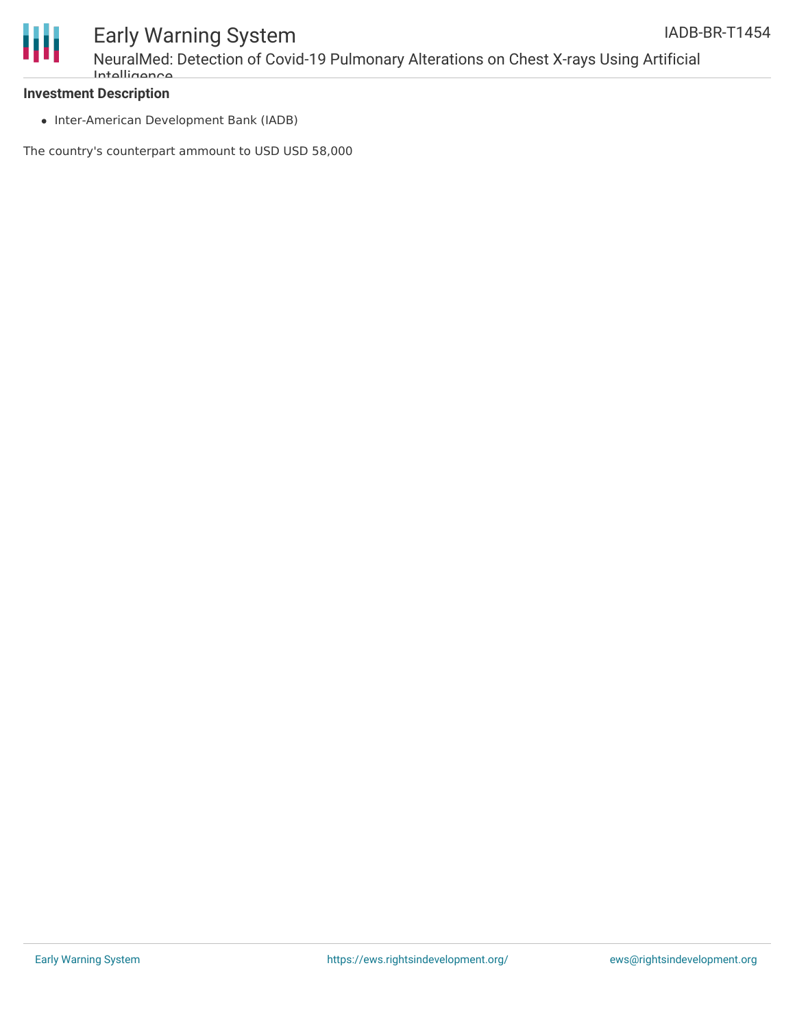**Investment Description**

- Inter-American Development Bank (IADB)

The country's counterpart ammount to USD USD 58,000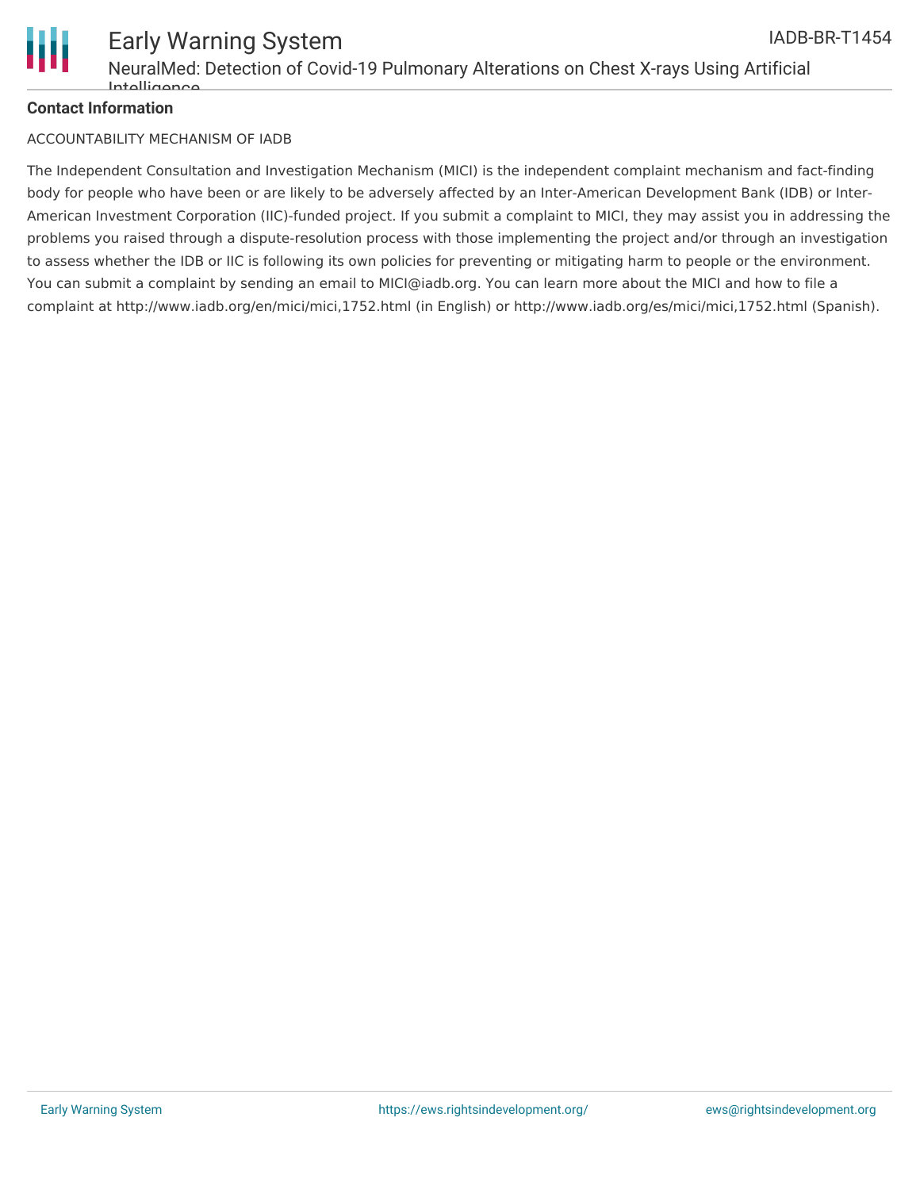**Contact Information**

ACCOUNTABILITY MECHANISM OF IADB

The Independent Consultation and Investigation Mechanism (MICI) is the independent complaint mechanism and fact-finding body for people who have been or are likely to be adversely affected by an Inter-American Development Bank (IDB) or Inter-American Investment Corporation (IIC)-funded project. If you submit a complaint to MICI, they may assist you in addressing the problems you raised through a dispute-resolution process with those implementing the project and/or through an investigation to assess whether the IDB or IIC is following its own policies for preventing or mitigating harm to people or the environment. You can submit a complaint by sending an email to MICI@iadb.org. You can learn more about the MICI and how to file a complaint at http://www.iadb.org/en/mici/mici,1752.html (in English) or http://www.iadb.org/es/mici/mici,1752.html (Spanish).